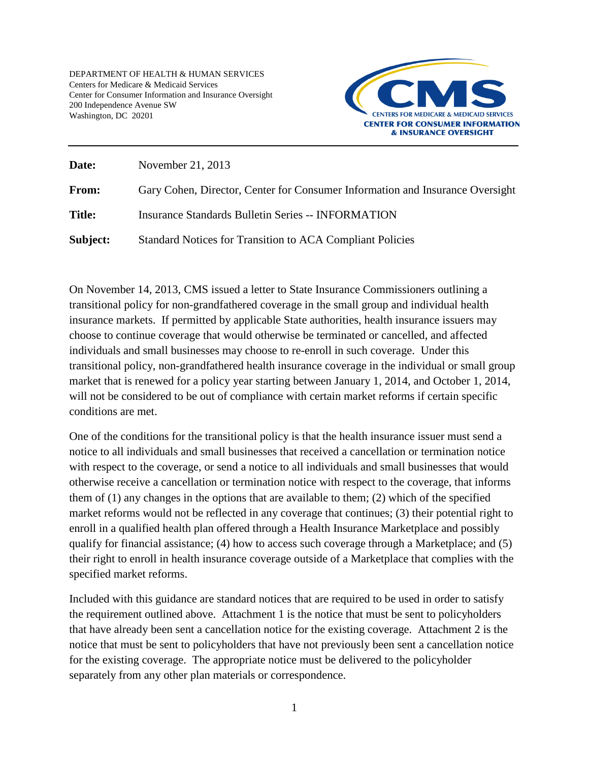DEPARTMENT OF HEALTH & HUMAN SERVICES
Centers for Medicare & Medicaid Services
Center for Consumer Information and Insurance Oversight
200 Independence Avenue SW
Washington, DC 20201

CMS
CENTERS FOR MEDICARE & MEDICAID SERVICES
CENTER FOR CONSUMER INFORMATION & INSURANCE OVERSIGHT

---

**Date:** November 21, 2013

**From:** Gary Cohen, Director, Center for Consumer Information and Insurance Oversight

**Title:** Insurance Standards Bulletin Series -- INFORMATION

**Subject:** Standard Notices for Transition to ACA Compliant Policies

On November 14, 2013, CMS issued a letter to State Insurance Commissioners outlining a transitional policy for non-grandfathered coverage in the small group and individual health insurance markets. If permitted by applicable State authorities, health insurance issuers may choose to continue coverage that would otherwise be terminated or cancelled, and affected individuals and small businesses may choose to re-enroll in such coverage. Under this transitional policy, non-grandfathered health insurance coverage in the individual or small group market that is renewed for a policy year starting between January 1, 2014, and October 1, 2014, will not be considered to be out of compliance with certain market reforms if certain specific conditions are met.

One of the conditions for the transitional policy is that the health insurance issuer must send a notice to all individuals and small businesses that received a cancellation or termination notice with respect to the coverage, or send a notice to all individuals and small businesses that would otherwise receive a cancellation or termination notice with respect to the coverage, that informs them of (1) any changes in the options that are available to them; (2) which of the specified market reforms would not be reflected in any coverage that continues; (3) their potential right to enroll in a qualified health plan offered through a Health Insurance Marketplace and possibly qualify for financial assistance; (4) how to access such coverage through a Marketplace; and (5) their right to enroll in health insurance coverage outside of a Marketplace that complies with the specified market reforms.

Included with this guidance are standard notices that are required to be used in order to satisfy the requirement outlined above. Attachment 1 is the notice that must be sent to policyholders that have already been sent a cancellation notice for the existing coverage. Attachment 2 is the notice that must be sent to policyholders that have not previously been sent a cancellation notice for the existing coverage. The appropriate notice must be delivered to the policyholder separately from any other plan materials or correspondence.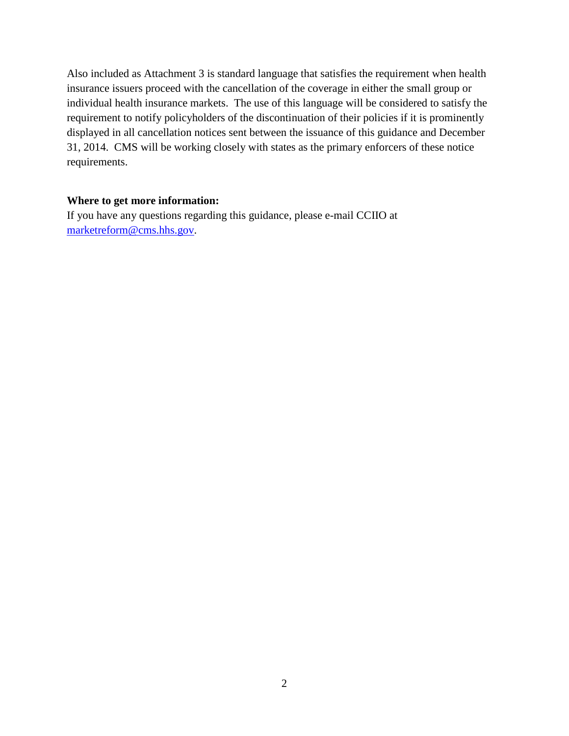Also included as Attachment 3 is standard language that satisfies the requirement when health insurance issuers proceed with the cancellation of the coverage in either the small group or individual health insurance markets. The use of this language will be considered to satisfy the requirement to notify policyholders of the discontinuation of their policies if it is prominently displayed in all cancellation notices sent between the issuance of this guidance and December 31, 2014. CMS will be working closely with states as the primary enforcers of these notice requirements.

**Where to get more information:**
If you have any questions regarding this guidance, please e-mail CCIIO at [marketreform@cms.hhs.gov](mailto:marketreform@cms.hhs.gov).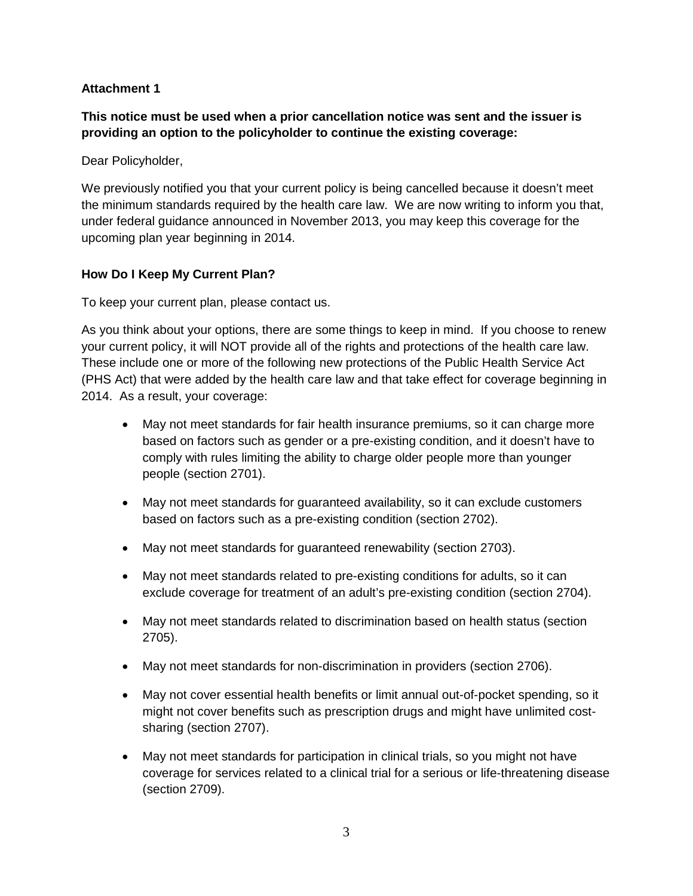**Attachment 1**

**This notice must be used when a prior cancellation notice was sent and the issuer is providing an option to the policyholder to continue the existing coverage:**

Dear Policyholder,

We previously notified you that your current policy is being cancelled because it doesn't meet the minimum standards required by the health care law. We are now writing to inform you that, under federal guidance announced in November 2013, you may keep this coverage for the upcoming plan year beginning in 2014.

**How Do I Keep My Current Plan?**

To keep your current plan, please contact us.

As you think about your options, there are some things to keep in mind. If you choose to renew your current policy, it will NOT provide all of the rights and protections of the health care law. These include one or more of the following new protections of the Public Health Service Act (PHS Act) that were added by the health care law and that take effect for coverage beginning in 2014. As a result, your coverage:

- May not meet standards for fair health insurance premiums, so it can charge more based on factors such as gender or a pre-existing condition, and it doesn't have to comply with rules limiting the ability to charge older people more than younger people (section 2701).
- May not meet standards for guaranteed availability, so it can exclude customers based on factors such as a pre-existing condition (section 2702).
- May not meet standards for guaranteed renewability (section 2703).
- May not meet standards related to pre-existing conditions for adults, so it can exclude coverage for treatment of an adult's pre-existing condition (section 2704).
- May not meet standards related to discrimination based on health status (section 2705).
- May not meet standards for non-discrimination in providers (section 2706).
- May not cover essential health benefits or limit annual out-of-pocket spending, so it might not cover benefits such as prescription drugs and might have unlimited cost-sharing (section 2707).
- May not meet standards for participation in clinical trials, so you might not have coverage for services related to a clinical trial for a serious or life-threatening disease (section 2709).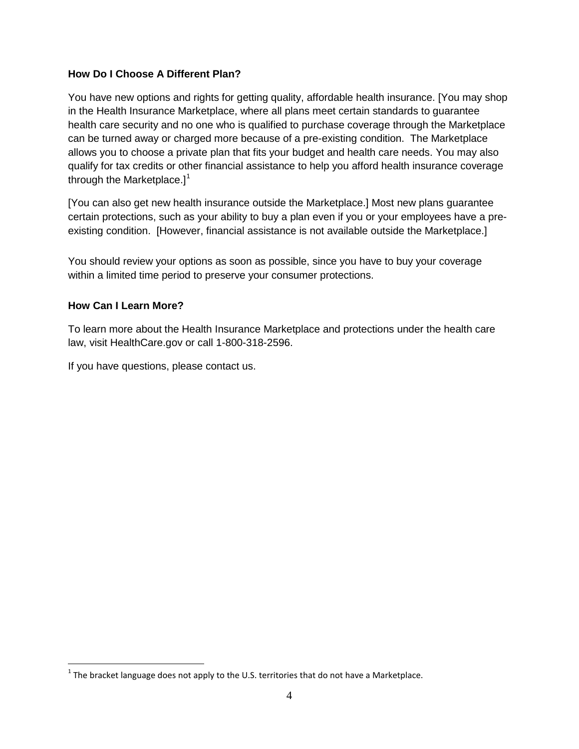**How Do I Choose A Different Plan?**

You have new options and rights for getting quality, affordable health insurance. [You may shop in the Health Insurance Marketplace, where all plans meet certain standards to guarantee health care security and no one who is qualified to purchase coverage through the Marketplace can be turned away or charged more because of a pre-existing condition. The Marketplace allows you to choose a private plan that fits your budget and health care needs. You may also qualify for tax credits or other financial assistance to help you afford health insurance coverage through the Marketplace.][1]

[You can also get new health insurance outside the Marketplace.] Most new plans guarantee certain protections, such as your ability to buy a plan even if you or your employees have a pre-existing condition. [However, financial assistance is not available outside the Marketplace.]

You should review your options as soon as possible, since you have to buy your coverage within a limited time period to preserve your consumer protections.

**How Can I Learn More?**

To learn more about the Health Insurance Marketplace and protections under the health care law, visit HealthCare.gov or call 1-800-318-2596.

If you have questions, please contact us.

---

[1] The bracket language does not apply to the U.S. territories that do not have a Marketplace.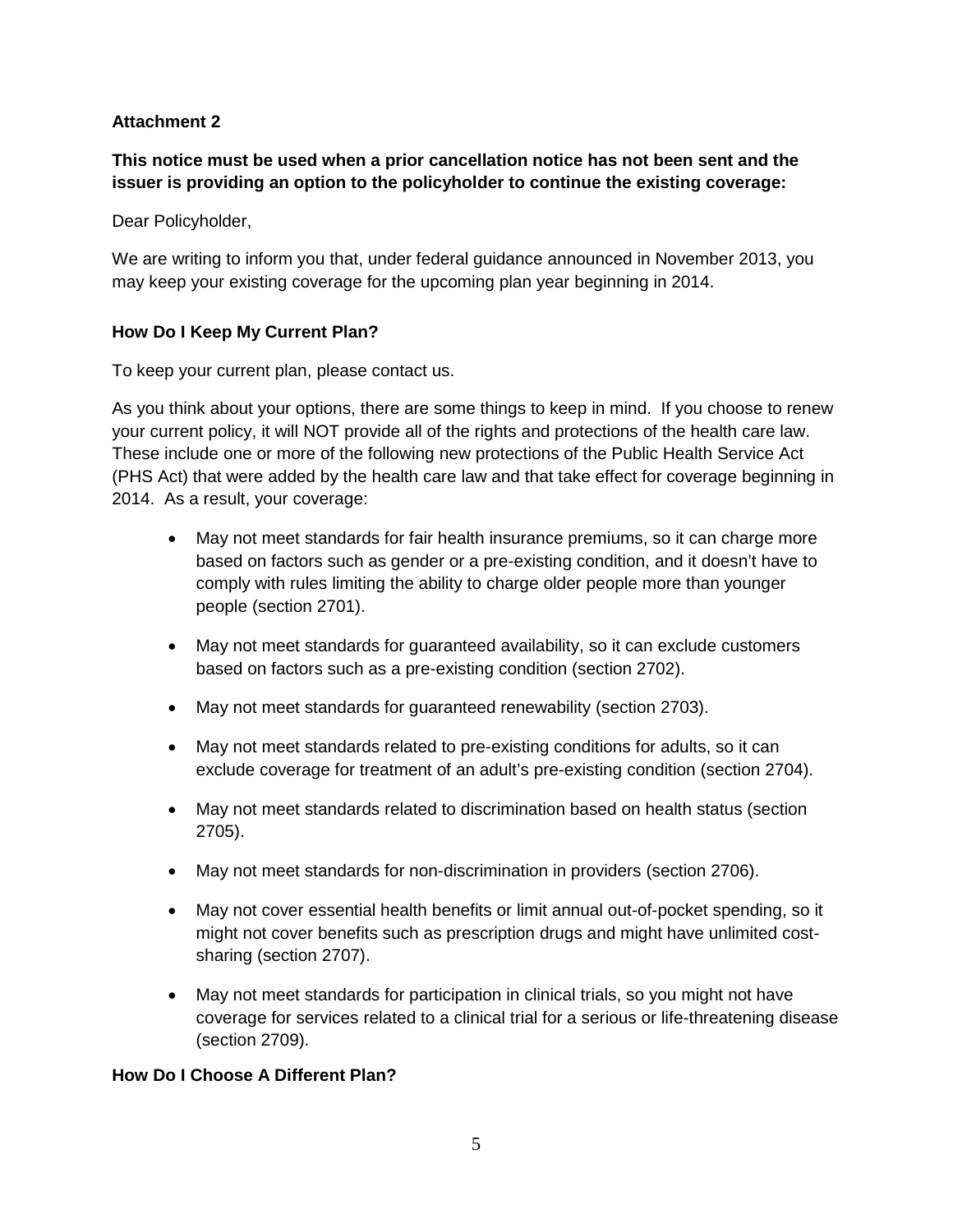**Attachment 2**

**This notice must be used when a prior cancellation notice has not been sent and the issuer is providing an option to the policyholder to continue the existing coverage:**

Dear Policyholder,

We are writing to inform you that, under federal guidance announced in November 2013, you may keep your existing coverage for the upcoming plan year beginning in 2014.

**How Do I Keep My Current Plan?**

To keep your current plan, please contact us.

As you think about your options, there are some things to keep in mind. If you choose to renew your current policy, it will NOT provide all of the rights and protections of the health care law. These include one or more of the following new protections of the Public Health Service Act (PHS Act) that were added by the health care law and that take effect for coverage beginning in 2014. As a result, your coverage:

- May not meet standards for fair health insurance premiums, so it can charge more based on factors such as gender or a pre-existing condition, and it doesn't have to comply with rules limiting the ability to charge older people more than younger people (section 2701).
- May not meet standards for guaranteed availability, so it can exclude customers based on factors such as a pre-existing condition (section 2702).
- May not meet standards for guaranteed renewability (section 2703).
- May not meet standards related to pre-existing conditions for adults, so it can exclude coverage for treatment of an adult's pre-existing condition (section 2704).
- May not meet standards related to discrimination based on health status (section 2705).
- May not meet standards for non-discrimination in providers (section 2706).
- May not cover essential health benefits or limit annual out-of-pocket spending, so it might not cover benefits such as prescription drugs and might have unlimited cost-sharing (section 2707).
- May not meet standards for participation in clinical trials, so you might not have coverage for services related to a clinical trial for a serious or life-threatening disease (section 2709).

**How Do I Choose A Different Plan?**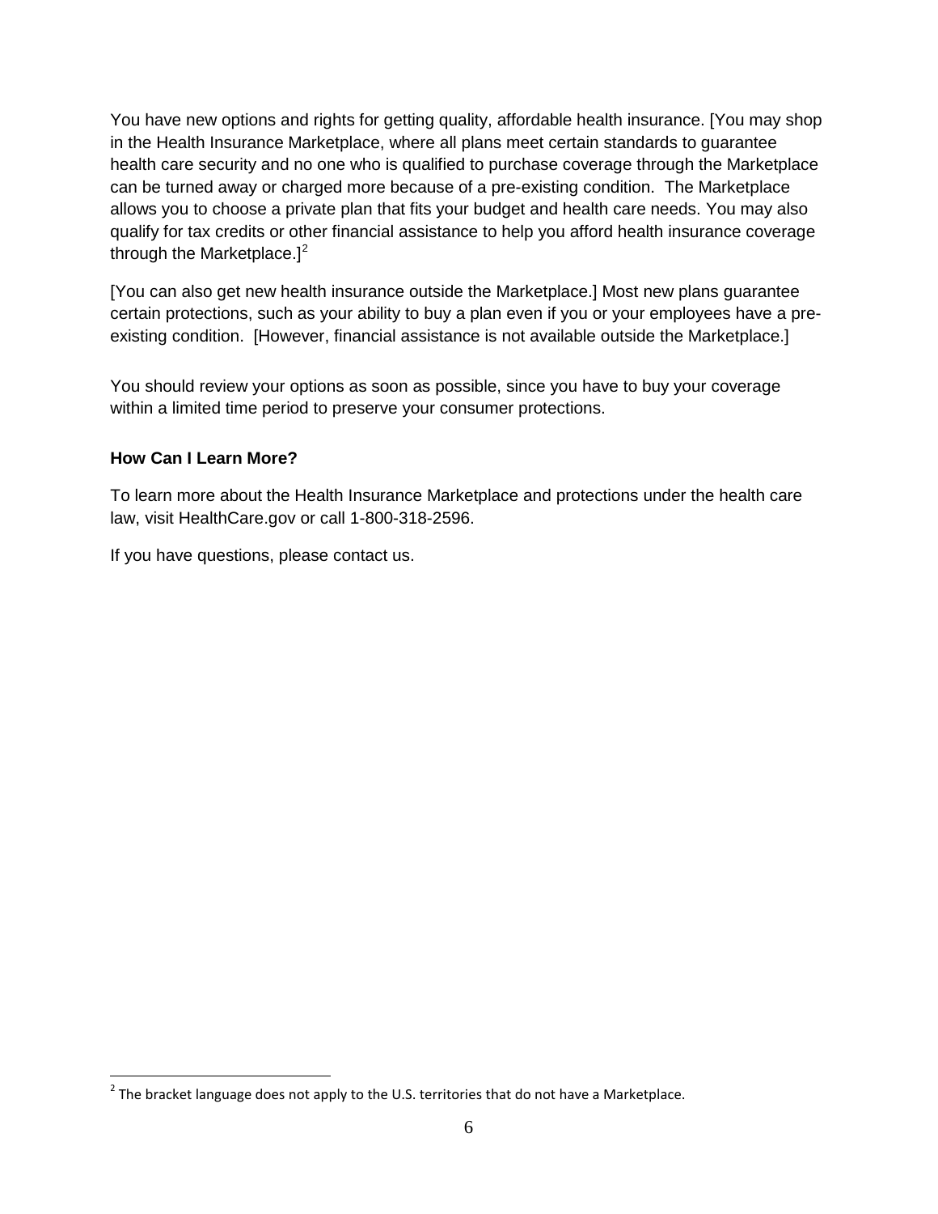You have new options and rights for getting quality, affordable health insurance. [You may shop in the Health Insurance Marketplace, where all plans meet certain standards to guarantee health care security and no one who is qualified to purchase coverage through the Marketplace can be turned away or charged more because of a pre-existing condition. The Marketplace allows you to choose a private plan that fits your budget and health care needs. You may also qualify for tax credits or other financial assistance to help you afford health insurance coverage through the Marketplace.][2]

[You can also get new health insurance outside the Marketplace.] Most new plans guarantee certain protections, such as your ability to buy a plan even if you or your employees have a pre-existing condition. [However, financial assistance is not available outside the Marketplace.]

You should review your options as soon as possible, since you have to buy your coverage within a limited time period to preserve your consumer protections.

**How Can I Learn More?**

To learn more about the Health Insurance Marketplace and protections under the health care law, visit HealthCare.gov or call 1-800-318-2596.

If you have questions, please contact us.

[2] The bracket language does not apply to the U.S. territories that do not have a Marketplace.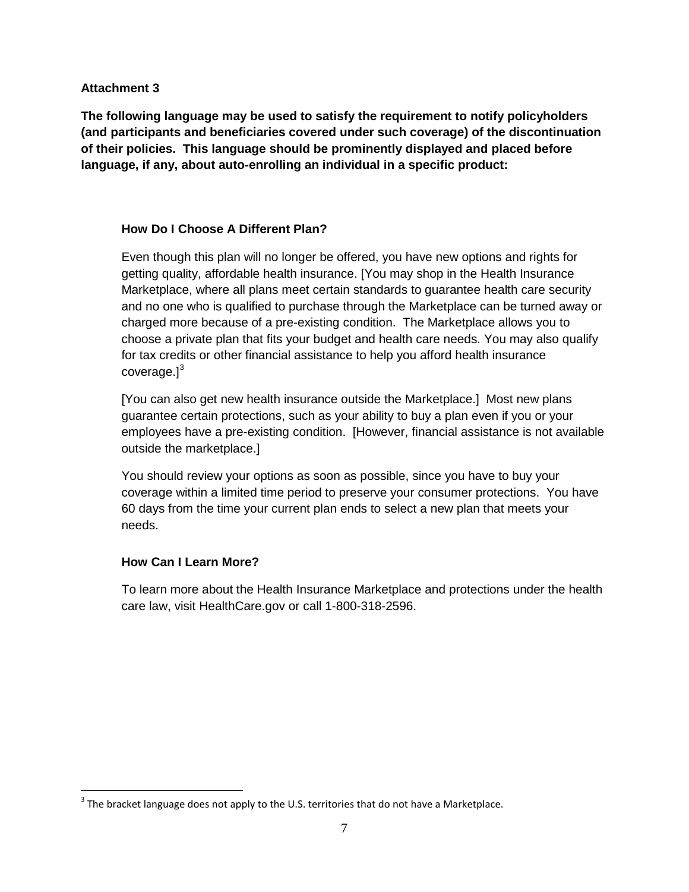**Attachment 3**

**The following language may be used to satisfy the requirement to notify policyholders (and participants and beneficiaries covered under such coverage) of the discontinuation of their policies. This language should be prominently displayed and placed before language, if any, about auto-enrolling an individual in a specific product:**

**How Do I Choose A Different Plan?**

Even though this plan will no longer be offered, you have new options and rights for getting quality, affordable health insurance. [You may shop in the Health Insurance Marketplace, where all plans meet certain standards to guarantee health care security and no one who is qualified to purchase through the Marketplace can be turned away or charged more because of a pre-existing condition. The Marketplace allows you to choose a private plan that fits your budget and health care needs. You may also qualify for tax credits or other financial assistance to help you afford health insurance coverage.][3]

[You can also get new health insurance outside the Marketplace.] Most new plans guarantee certain protections, such as your ability to buy a plan even if you or your employees have a pre-existing condition. [However, financial assistance is not available outside the marketplace.]

You should review your options as soon as possible, since you have to buy your coverage within a limited time period to preserve your consumer protections. You have 60 days from the time your current plan ends to select a new plan that meets your needs.

**How Can I Learn More?**

To learn more about the Health Insurance Marketplace and protections under the health care law, visit HealthCare.gov or call 1-800-318-2596.

[3] The bracket language does not apply to the U.S. territories that do not have a Marketplace.